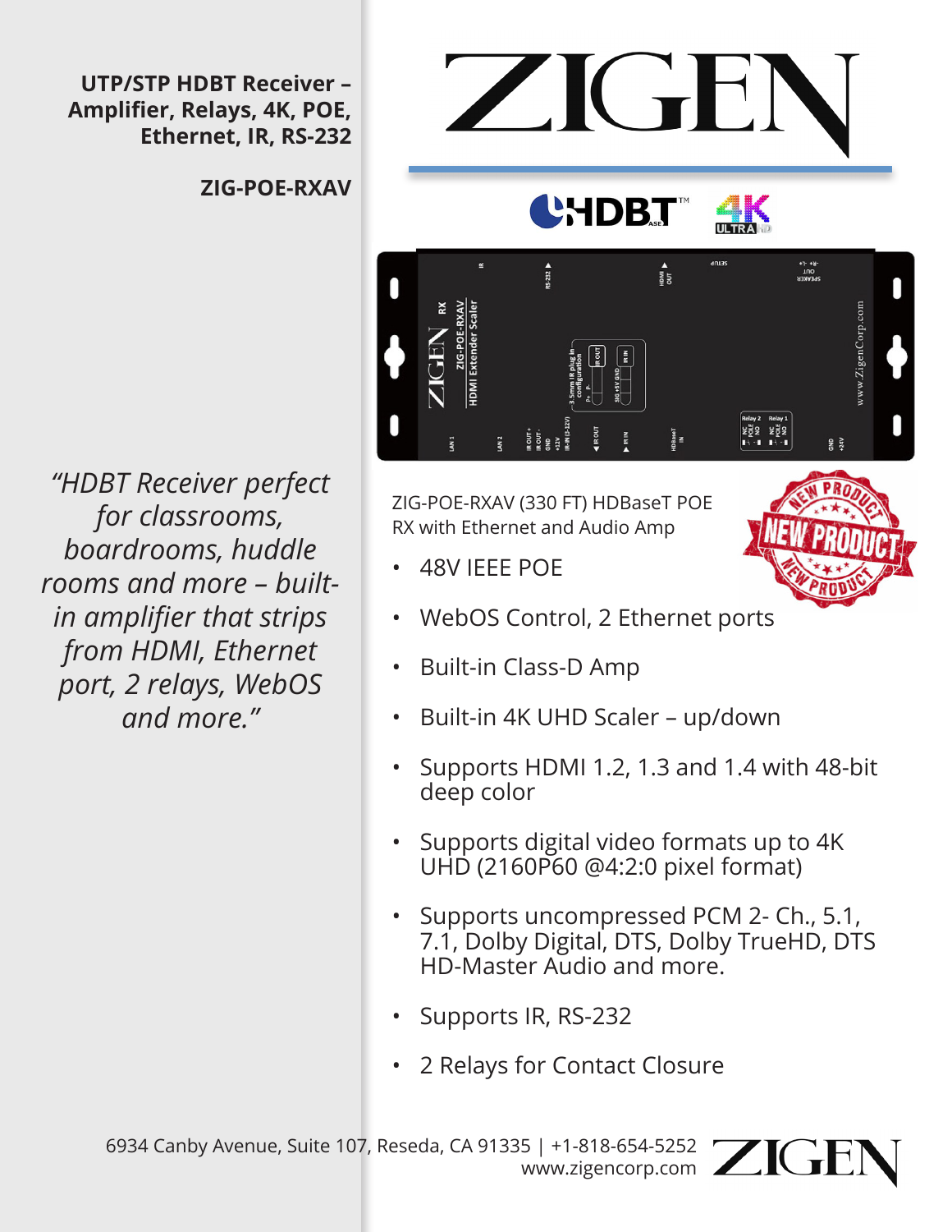**UTP/STP HDBT Receiver – Amplifier, Relays, 4K, POE, Ethernet, IR, RS-232**

**ZIG-POE-RXAV**

*"HDBT Receiver perfect for classrooms, boardrooms, huddle rooms and more – built-in amplifier that strips from HDMI, Ethernet port, 2 relays, WebOS and more."*

ZIG-POE-RXAV (330 FT) HDBaseT POE RX with Ethernet and Audio Amp

- 48V IEEE POE
- WebOS Control, 2 Ethernet ports
- Built-in Class-D Amp
- Built-in 4K UHD Scaler – up/down
- Supports HDMI 1.2, 1.3 and 1.4 with 48-bit deep color
- Supports digital video formats up to 4K UHD (2160P60 @4:2:0 pixel format)
- Supports uncompressed PCM 2- Ch., 5.1, 7.1, Dolby Digital, DTS, Dolby TrueHD, DTS HD-Master Audio and more.
- Supports IR, RS-232
- 2 Relays for Contact Closure

6934 Canby Avenue, Suite 107, Reseda, CA 91335 | +1-818-654-5252
www.zigencorp.com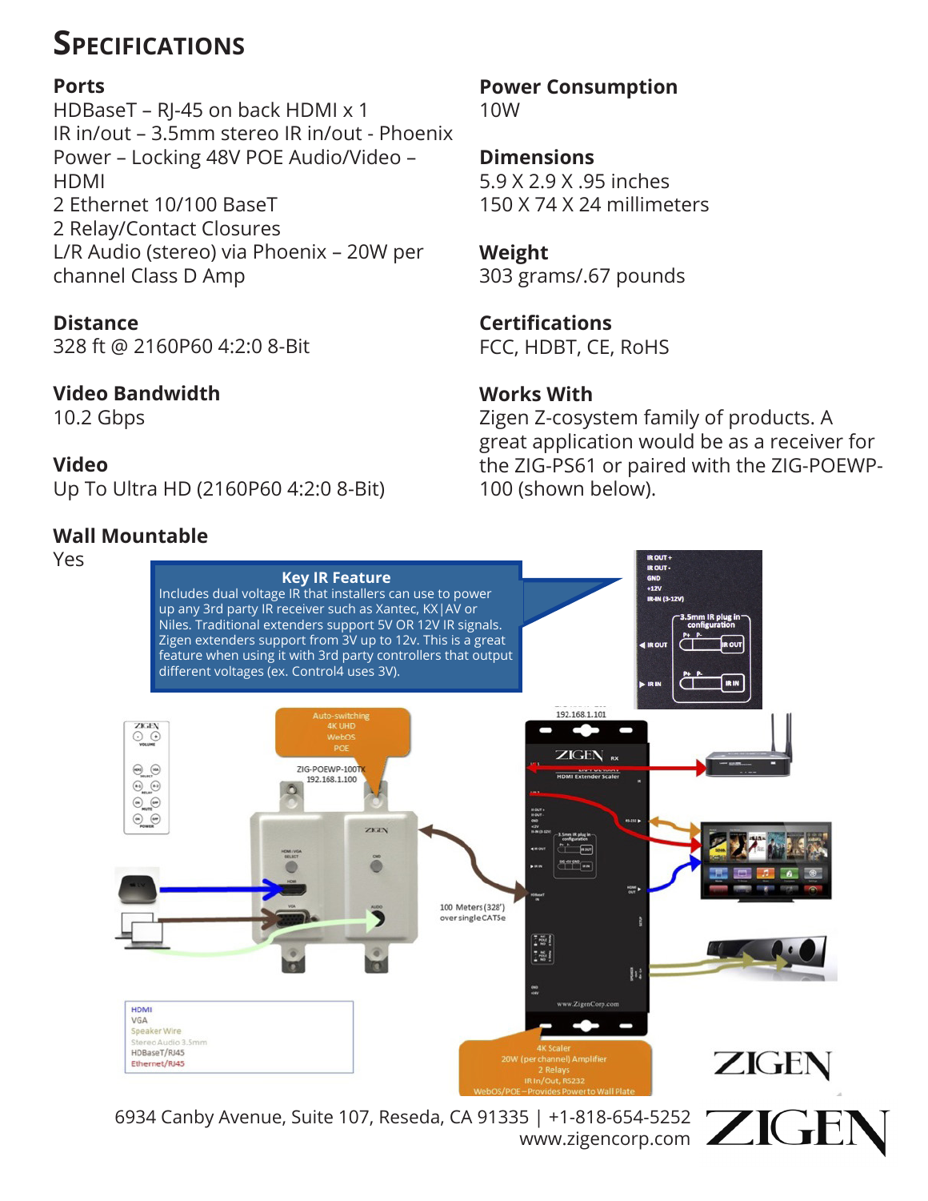# Specifications

## Ports
HDBaseT – RJ-45 on back HDMI x 1
IR in/out – 3.5mm stereo IR in/out - Phoenix
Power – Locking 48V POE Audio/Video – HDMI
2 Ethernet 10/100 BaseT
2 Relay/Contact Closures
L/R Audio (stereo) via Phoenix – 20W per channel Class D Amp

## Distance
328 ft @ 2160P60 4:2:0 8-Bit

## Video Bandwidth
10.2 Gbps

## Video
Up To Ultra HD (2160P60 4:2:0 8-Bit)

## Wall Mountable
Yes

## Power Consumption
10W

## Dimensions
5.9 X 2.9 X .95 inches
150 X 74 X 24 millimeters

## Weight
303 grams/.67 pounds

## Certifications
FCC, HDBT, CE, RoHS

## Works With
Zigen Z-cosystem family of products. A great application would be as a receiver for the ZIG-PS61 or paired with the ZIG-POEWP-100 (shown below).

**Key IR Feature**
Includes dual voltage IR that installers can use to power up any 3rd party IR receiver such as Xantec, KX|AV or Niles. Traditional extenders support 5V OR 12V IR signals. Zigen extenders support from 3V up to 12v. This is a great feature when using it with 3rd party controllers that output different voltages (ex. Control4 uses 3V).

6934 Canby Avenue, Suite 107, Reseda, CA 91335 | +1-818-654-5252
www.zigencorp.com